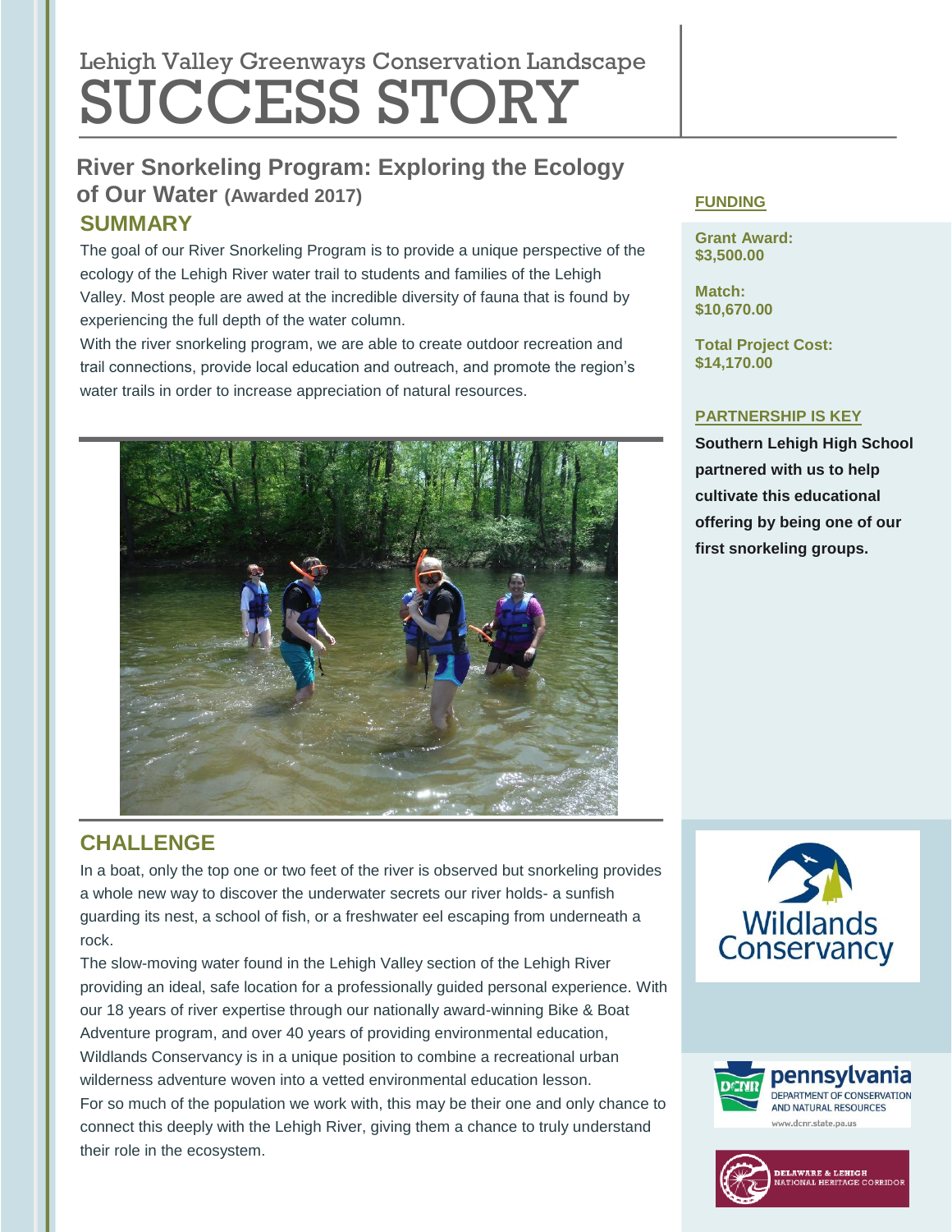Lehigh Valley Greenways Conservation Landscape

# SUCCESS STORY

## River Snorkeling Program: Exploring the Ecology of Our Water (Awarded 2017)

## SUMMARY

The goal of our River Snorkeling Program is to provide a unique perspective of the ecology of the Lehigh River water trail to students and families of the Lehigh Valley. Most people are awed at the incredible diversity of fauna that is found by experiencing the full depth of the water column.

With the river snorkeling program, we are able to create outdoor recreation and trail connections, provide local education and outreach, and promote the region's water trails in order to increase appreciation of natural resources.

## CHALLENGE

In a boat, only the top one or two feet of the river is observed but snorkeling provides a whole new way to discover the underwater secrets our river holds- a sunfish guarding its nest, a school of fish, or a freshwater eel escaping from underneath a rock.

The slow-moving water found in the Lehigh Valley section of the Lehigh River providing an ideal, safe location for a professionally guided personal experience. With our 18 years of river expertise through our nationally award-winning Bike & Boat Adventure program, and over 40 years of providing environmental education, Wildlands Conservancy is in a unique position to combine a recreational urban wilderness adventure woven into a vetted environmental education lesson.

For so much of the population we work with, this may be their one and only chance to connect this deeply with the Lehigh River, giving them a chance to truly understand their role in the ecosystem.

### FUNDING

**Grant Award:**
**$3,500.00**

**Match:**
**$10,670.00**

**Total Project Cost:**
**$14,170.00**

### PARTNERSHIP IS KEY

**Southern Lehigh High School partnered with us to help cultivate this educational offering by being one of our first snorkeling groups.**

Wildlands Conservancy

pennsylvania DEPARTMENT OF CONSERVATION AND NATURAL RESOURCES www.dcnr.state.pa.us

DELAWARE & LEHIGH NATIONAL HERITAGE CORRIDOR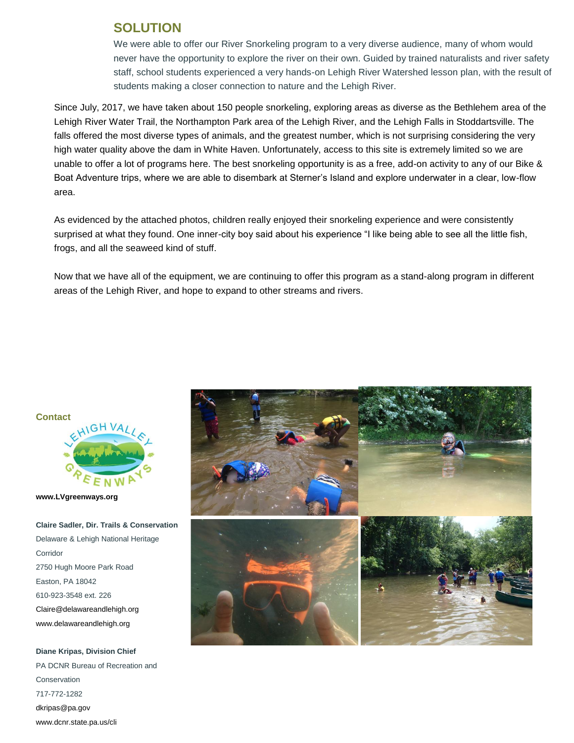## SOLUTION

We were able to offer our River Snorkeling program to a very diverse audience, many of whom would never have the opportunity to explore the river on their own. Guided by trained naturalists and river safety staff, school students experienced a very hands-on Lehigh River Watershed lesson plan, with the result of students making a closer connection to nature and the Lehigh River.

Since July, 2017, we have taken about 150 people snorkeling, exploring areas as diverse as the Bethlehem area of the Lehigh River Water Trail, the Northampton Park area of the Lehigh River, and the Lehigh Falls in Stoddartsville. The falls offered the most diverse types of animals, and the greatest number, which is not surprising considering the very high water quality above the dam in White Haven. Unfortunately, access to this site is extremely limited so we are unable to offer a lot of programs here. The best snorkeling opportunity is as a free, add-on activity to any of our Bike & Boat Adventure trips, where we are able to disembark at Sterner's Island and explore underwater in a clear, low-flow area.

As evidenced by the attached photos, children really enjoyed their snorkeling experience and were consistently surprised at what they found. One inner-city boy said about his experience "I like being able to see all the little fish, frogs, and all the seaweed kind of stuff.

Now that we have all of the equipment, we are continuing to offer this program as a stand-along program in different areas of the Lehigh River, and hope to expand to other streams and rivers.

### Contact

LEHIGH VALLEY GREENWAYS

**www.LVgreenways.org**

**Claire Sadler, Dir. Trails & Conservation**
Delaware & Lehigh National Heritage Corridor
2750 Hugh Moore Park Road
Easton, PA 18042
610-923-3548 ext. 226
Claire@delawareandlehigh.org
www.delawareandlehigh.org

**Diane Kripas, Division Chief**
PA DCNR Bureau of Recreation and Conservation
717-772-1282
dkripas@pa.gov
www.dcnr.state.pa.us/cli